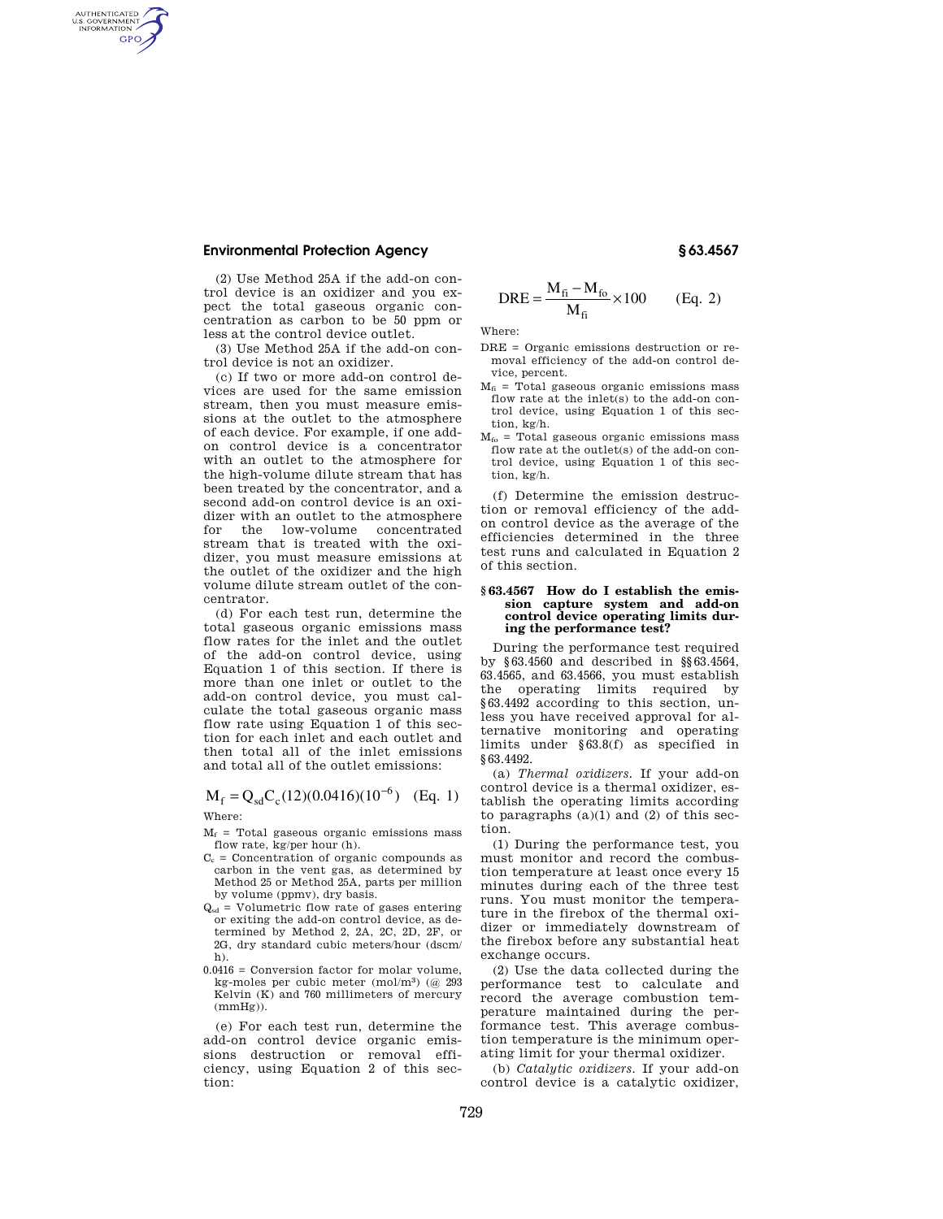(2) Use Method 25A if the add-on control device is an oxidizer and you expect the total gaseous organic concentration as carbon to be 50 ppm or less at the control device outlet.

(3) Use Method 25A if the add-on control device is not an oxidizer.

(c) If two or more add-on control devices are used for the same emission stream, then you must measure emissions at the outlet to the atmosphere of each device. For example, if one add-on control device is a concentrator with an outlet to the atmosphere for the high-volume dilute stream that has been treated by the concentrator, and a second add-on control device is an oxidizer with an outlet to the atmosphere for the low-volume concentrated stream that is treated with the oxidizer, you must measure emissions at the outlet of the oxidizer and the high volume dilute stream outlet of the concentrator.

(d) For each test run, determine the total gaseous organic emissions mass flow rates for the inlet and the outlet of the add-on control device, using Equation 1 of this section. If there is more than one inlet or outlet to the add-on control device, you must calculate the total gaseous organic mass flow rate using Equation 1 of this section for each inlet and each outlet and then total all of the inlet emissions and total all of the outlet emissions:

$$M_f = Q_{sd} C_c (12)(0.0416)(10^{-6}) \quad \text{(Eq. 1)}$$

Where:

$M_f$ = Total gaseous organic emissions mass flow rate, kg/per hour (h).

$C_c$ = Concentration of organic compounds as carbon in the vent gas, as determined by Method 25 or Method 25A, parts per million by volume (ppmv), dry basis.

$Q_{sd}$ = Volumetric flow rate of gases entering or exiting the add-on control device, as determined by Method 2, 2A, 2C, 2D, 2F, or 2G, dry standard cubic meters/hour (dscm/h).

0.0416 = Conversion factor for molar volume, kg-moles per cubic meter (mol/m$^3$) (@ 293 Kelvin (K) and 760 millimeters of mercury (mmHg)).

(e) For each test run, determine the add-on control device organic emissions destruction or removal efficiency, using Equation 2 of this section:

$$DRE = \frac{M_{fi} - M_{fo}}{M_{fi}} \times 100 \quad \text{(Eq. 2)}$$

Where:

DRE = Organic emissions destruction or removal efficiency of the add-on control device, percent.

$M_{fi}$ = Total gaseous organic emissions mass flow rate at the inlet(s) to the add-on control device, using Equation 1 of this section, kg/h.

$M_{fo}$ = Total gaseous organic emissions mass flow rate at the outlet(s) of the add-on control device, using Equation 1 of this section, kg/h.

(f) Determine the emission destruction or removal efficiency of the add-on control device as the average of the efficiencies determined in the three test runs and calculated in Equation 2 of this section.

### § 63.4567 How do I establish the emission capture system and add-on control device operating limits during the performance test?

During the performance test required by § 63.4560 and described in §§ 63.4564, 63.4565, and 63.4566, you must establish the operating limits required by § 63.4492 according to this section, unless you have received approval for alternative monitoring and operating limits under § 63.8(f) as specified in § 63.4492.

(a) *Thermal oxidizers.* If your add-on control device is a thermal oxidizer, establish the operating limits according to paragraphs (a)(1) and (2) of this section.

(1) During the performance test, you must monitor and record the combustion temperature at least once every 15 minutes during each of the three test runs. You must monitor the temperature in the firebox of the thermal oxidizer or immediately downstream of the firebox before any substantial heat exchange occurs.

(2) Use the data collected during the performance test to calculate and record the average combustion temperature maintained during the performance test. This average combustion temperature is the minimum operating limit for your thermal oxidizer.

(b) *Catalytic oxidizers.* If your add-on control device is a catalytic oxidizer,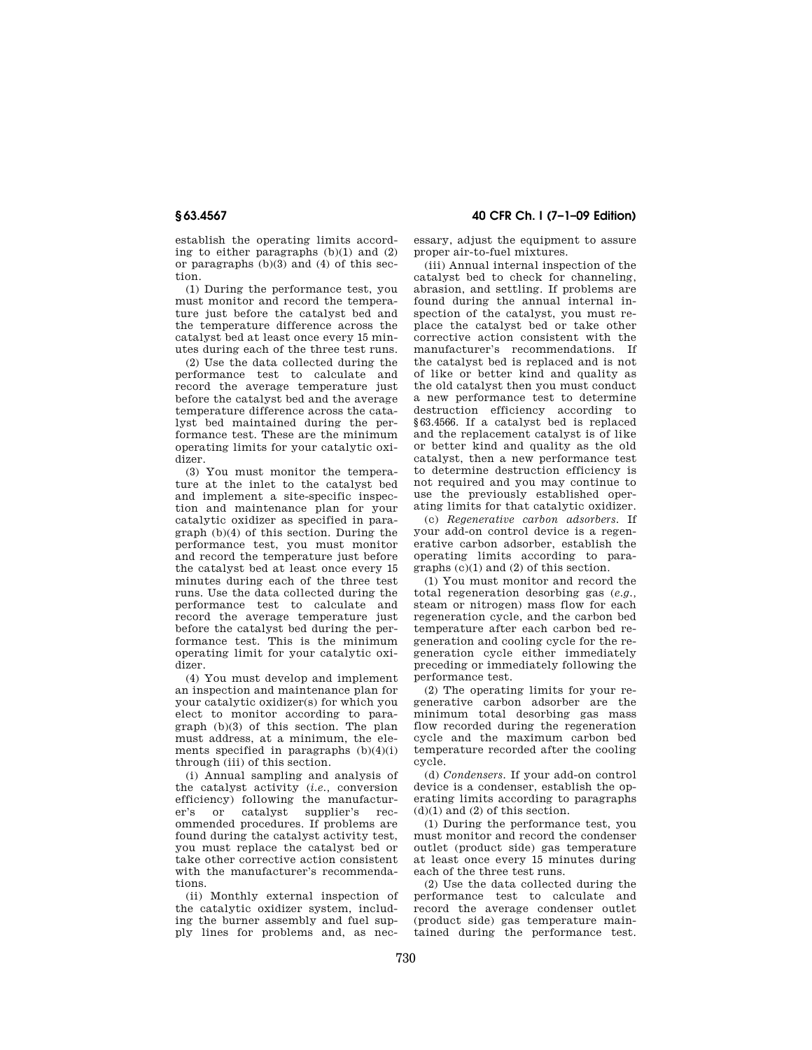establish the operating limits according to either paragraphs (b)(1) and (2) or paragraphs (b)(3) and (4) of this section.

(1) During the performance test, you must monitor and record the temperature just before the catalyst bed and the temperature difference across the catalyst bed at least once every 15 minutes during each of the three test runs.

(2) Use the data collected during the performance test to calculate and record the average temperature just before the catalyst bed and the average temperature difference across the catalyst bed maintained during the performance test. These are the minimum operating limits for your catalytic oxidizer.

(3) You must monitor the temperature at the inlet to the catalyst bed and implement a site-specific inspection and maintenance plan for your catalytic oxidizer as specified in paragraph (b)(4) of this section. During the performance test, you must monitor and record the temperature just before the catalyst bed at least once every 15 minutes during each of the three test runs. Use the data collected during the performance test to calculate and record the average temperature just before the catalyst bed during the performance test. This is the minimum operating limit for your catalytic oxidizer.

(4) You must develop and implement an inspection and maintenance plan for your catalytic oxidizer(s) for which you elect to monitor according to paragraph (b)(3) of this section. The plan must address, at a minimum, the elements specified in paragraphs (b)(4)(i) through (iii) of this section.

(i) Annual sampling and analysis of the catalyst activity (*i.e.*, conversion efficiency) following the manufacturer's or catalyst supplier's recommended procedures. If problems are found during the catalyst activity test, you must replace the catalyst bed or take other corrective action consistent with the manufacturer's recommendations.

(ii) Monthly external inspection of the catalytic oxidizer system, including the burner assembly and fuel supply lines for problems and, as necessary, adjust the equipment to assure proper air-to-fuel mixtures.

(iii) Annual internal inspection of the catalyst bed to check for channeling, abrasion, and settling. If problems are found during the annual internal inspection of the catalyst, you must replace the catalyst bed or take other corrective action consistent with the manufacturer's recommendations. If the catalyst bed is replaced and is not of like or better kind and quality as the old catalyst then you must conduct a new performance test to determine destruction efficiency according to §63.4566. If a catalyst bed is replaced and the replacement catalyst is of like or better kind and quality as the old catalyst, then a new performance test to determine destruction efficiency is not required and you may continue to use the previously established operating limits for that catalytic oxidizer.

(c) *Regenerative carbon adsorbers.* If your add-on control device is a regenerative carbon adsorber, establish the operating limits according to paragraphs (c)(1) and (2) of this section.

(1) You must monitor and record the total regeneration desorbing gas (*e.g.*, steam or nitrogen) mass flow for each regeneration cycle, and the carbon bed temperature after each carbon bed regeneration and cooling cycle for the regeneration cycle either immediately preceding or immediately following the performance test.

(2) The operating limits for your regenerative carbon adsorber are the minimum total desorbing gas mass flow recorded during the regeneration cycle and the maximum carbon bed temperature recorded after the cooling cycle.

(d) *Condensers.* If your add-on control device is a condenser, establish the operating limits according to paragraphs (d)(1) and (2) of this section.

(1) During the performance test, you must monitor and record the condenser outlet (product side) gas temperature at least once every 15 minutes during each of the three test runs.

(2) Use the data collected during the performance test to calculate and record the average condenser outlet (product side) gas temperature maintained during the performance test.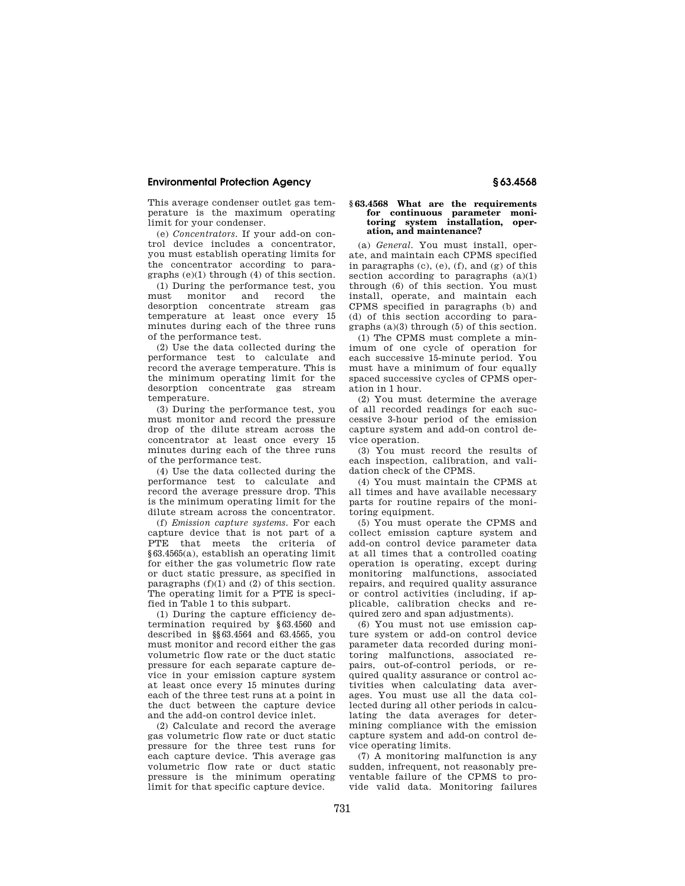This average condenser outlet gas temperature is the maximum operating limit for your condenser.

(e) *Concentrators.* If your add-on control device includes a concentrator, you must establish operating limits for the concentrator according to paragraphs (e)(1) through (4) of this section.

(1) During the performance test, you must monitor and record the desorption concentrate stream gas temperature at least once every 15 minutes during each of the three runs of the performance test.

(2) Use the data collected during the performance test to calculate and record the average temperature. This is the minimum operating limit for the desorption concentrate gas stream temperature.

(3) During the performance test, you must monitor and record the pressure drop of the dilute stream across the concentrator at least once every 15 minutes during each of the three runs of the performance test.

(4) Use the data collected during the performance test to calculate and record the average pressure drop. This is the minimum operating limit for the dilute stream across the concentrator.

(f) *Emission capture systems.* For each capture device that is not part of a PTE that meets the criteria of §63.4565(a), establish an operating limit for either the gas volumetric flow rate or duct static pressure, as specified in paragraphs (f)(1) and (2) of this section. The operating limit for a PTE is specified in Table 1 to this subpart.

(1) During the capture efficiency determination required by §63.4560 and described in §§63.4564 and 63.4565, you must monitor and record either the gas volumetric flow rate or the duct static pressure for each separate capture device in your emission capture system at least once every 15 minutes during each of the three test runs at a point in the duct between the capture device and the add-on control device inlet.

(2) Calculate and record the average gas volumetric flow rate or duct static pressure for the three test runs for each capture device. This average gas volumetric flow rate or duct static pressure is the minimum operating limit for that specific capture device.

### §63.4568 What are the requirements for continuous parameter monitoring system installation, operation, and maintenance?

(a) *General.* You must install, operate, and maintain each CPMS specified in paragraphs (c), (e), (f), and (g) of this section according to paragraphs (a)(1) through (6) of this section. You must install, operate, and maintain each CPMS specified in paragraphs (b) and (d) of this section according to paragraphs (a)(3) through (5) of this section.

(1) The CPMS must complete a minimum of one cycle of operation for each successive 15-minute period. You must have a minimum of four equally spaced successive cycles of CPMS operation in 1 hour.

(2) You must determine the average of all recorded readings for each successive 3-hour period of the emission capture system and add-on control device operation.

(3) You must record the results of each inspection, calibration, and validation check of the CPMS.

(4) You must maintain the CPMS at all times and have available necessary parts for routine repairs of the monitoring equipment.

(5) You must operate the CPMS and collect emission capture system and add-on control device parameter data at all times that a controlled coating operation is operating, except during monitoring malfunctions, associated repairs, and required quality assurance or control activities (including, if applicable, calibration checks and required zero and span adjustments).

(6) You must not use emission capture system or add-on control device parameter data recorded during monitoring malfunctions, associated repairs, out-of-control periods, or required quality assurance or control activities when calculating data averages. You must use all the data collected during all other periods in calculating the data averages for determining compliance with the emission capture system and add-on control device operating limits.

(7) A monitoring malfunction is any sudden, infrequent, not reasonably preventable failure of the CPMS to provide valid data. Monitoring failures